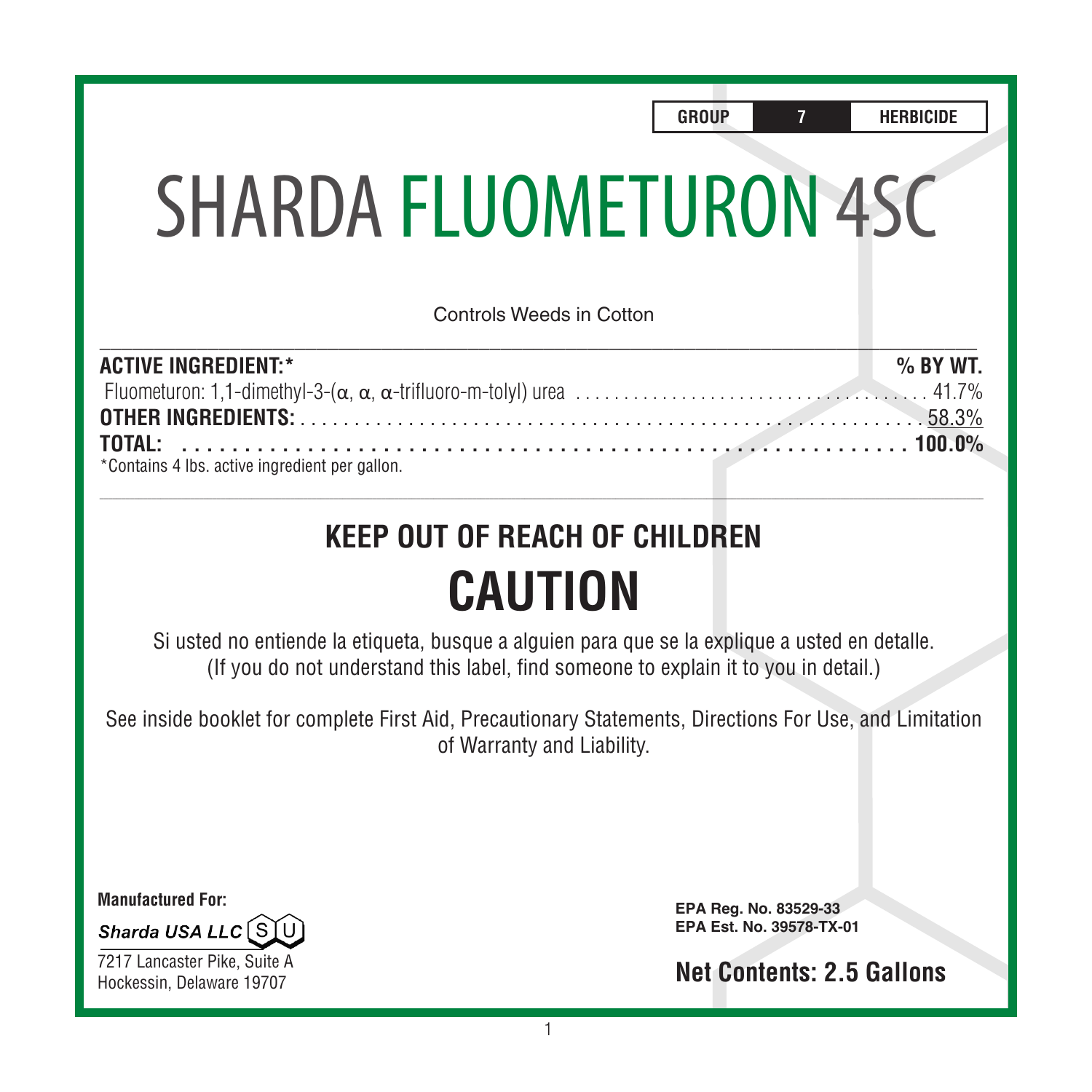| GROUP | 7 | HERBICIDE |
|---|---|---|

# SHARDA FLUOMETURON 4SC

Controls Weeds in Cotton

| ACTIVE INGREDIENT:* | % BY WT. |
|---|---|
| Fluometuron: 1,1-dimethyl-3-(α, α, α-trifluoro-m-tolyl) urea | 41.7% |
| **OTHER INGREDIENTS:** | 58.3% |
| **TOTAL:** | **100.0%** |

*Contains 4 lbs. active ingredient per gallon.

## KEEP OUT OF REACH OF CHILDREN

# CAUTION

Si usted no entiende la etiqueta, busque a alguien para que se la explique a usted en detalle.
(If you do not understand this label, find someone to explain it to you in detail.)

See inside booklet for complete First Aid, Precautionary Statements, Directions For Use, and Limitation of Warranty and Liability.

**Manufactured For:**

***Sharda USA LLC***

7217 Lancaster Pike, Suite A
Hockessin, Delaware 19707

**EPA Reg. No. 83529-33**
**EPA Est. No. 39578-TX-01**

**Net Contents: 2.5 Gallons**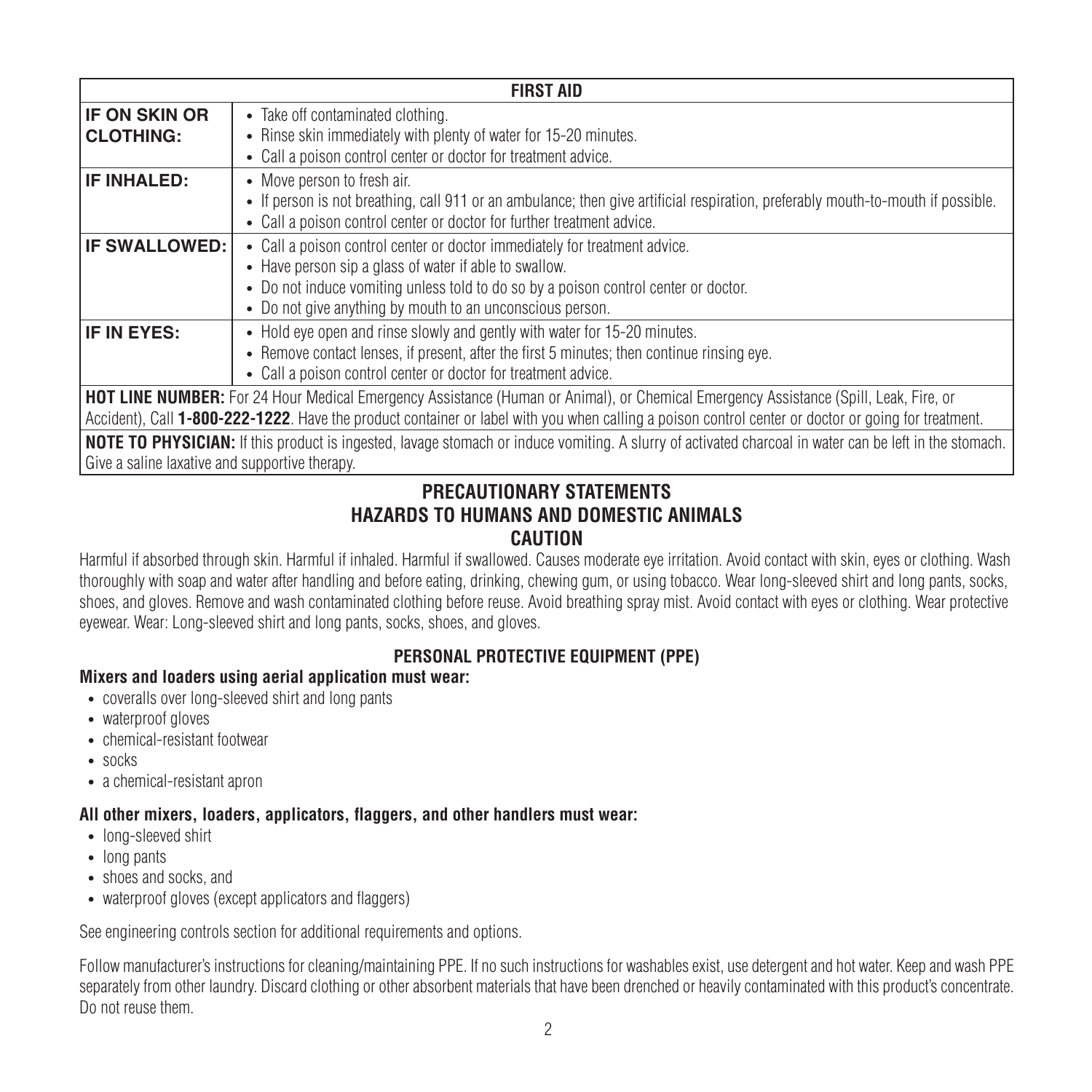| FIRST AID | |
|---|---|
| **IF ON SKIN OR CLOTHING:** | • Take off contaminated clothing.<br>• Rinse skin immediately with plenty of water for 15-20 minutes.<br>• Call a poison control center or doctor for treatment advice. |
| **IF INHALED:** | • Move person to fresh air.<br>• If person is not breathing, call 911 or an ambulance; then give artificial respiration, preferably mouth-to-mouth if possible.<br>• Call a poison control center or doctor for further treatment advice. |
| **IF SWALLOWED:** | • Call a poison control center or doctor immediately for treatment advice.<br>• Have person sip a glass of water if able to swallow.<br>• Do not induce vomiting unless told to do so by a poison control center or doctor.<br>• Do not give anything by mouth to an unconscious person. |
| **IF IN EYES:** | • Hold eye open and rinse slowly and gently with water for 15-20 minutes.<br>• Remove contact lenses, if present, after the first 5 minutes; then continue rinsing eye.<br>• Call a poison control center or doctor for treatment advice. |
| **HOT LINE NUMBER:** For 24 Hour Medical Emergency Assistance (Human or Animal), or Chemical Emergency Assistance (Spill, Leak, Fire, or Accident), Call **1-800-222-1222**. Have the product container or label with you when calling a poison control center or doctor or going for treatment. | |
| **NOTE TO PHYSICIAN:** If this product is ingested, lavage stomach or induce vomiting. A slurry of activated charcoal in water can be left in the stomach. Give a saline laxative and supportive therapy. | |

## PRECAUTIONARY STATEMENTS
## HAZARDS TO HUMANS AND DOMESTIC ANIMALS
## CAUTION

Harmful if absorbed through skin. Harmful if inhaled. Harmful if swallowed. Causes moderate eye irritation. Avoid contact with skin, eyes or clothing. Wash thoroughly with soap and water after handling and before eating, drinking, chewing gum, or using tobacco. Wear long-sleeved shirt and long pants, socks, shoes, and gloves. Remove and wash contaminated clothing before reuse. Avoid breathing spray mist. Avoid contact with eyes or clothing. Wear protective eyewear. Wear: Long-sleeved shirt and long pants, socks, shoes, and gloves.

### PERSONAL PROTECTIVE EQUIPMENT (PPE)

**Mixers and loaders using aerial application must wear:**

- coveralls over long-sleeved shirt and long pants
- waterproof gloves
- chemical-resistant footwear
- socks
- a chemical-resistant apron

**All other mixers, loaders, applicators, flaggers, and other handlers must wear:**

- long-sleeved shirt
- long pants
- shoes and socks, and
- waterproof gloves (except applicators and flaggers)

See engineering controls section for additional requirements and options.

Follow manufacturer's instructions for cleaning/maintaining PPE. If no such instructions for washables exist, use detergent and hot water. Keep and wash PPE separately from other laundry. Discard clothing or other absorbent materials that have been drenched or heavily contaminated with this product's concentrate. Do not reuse them.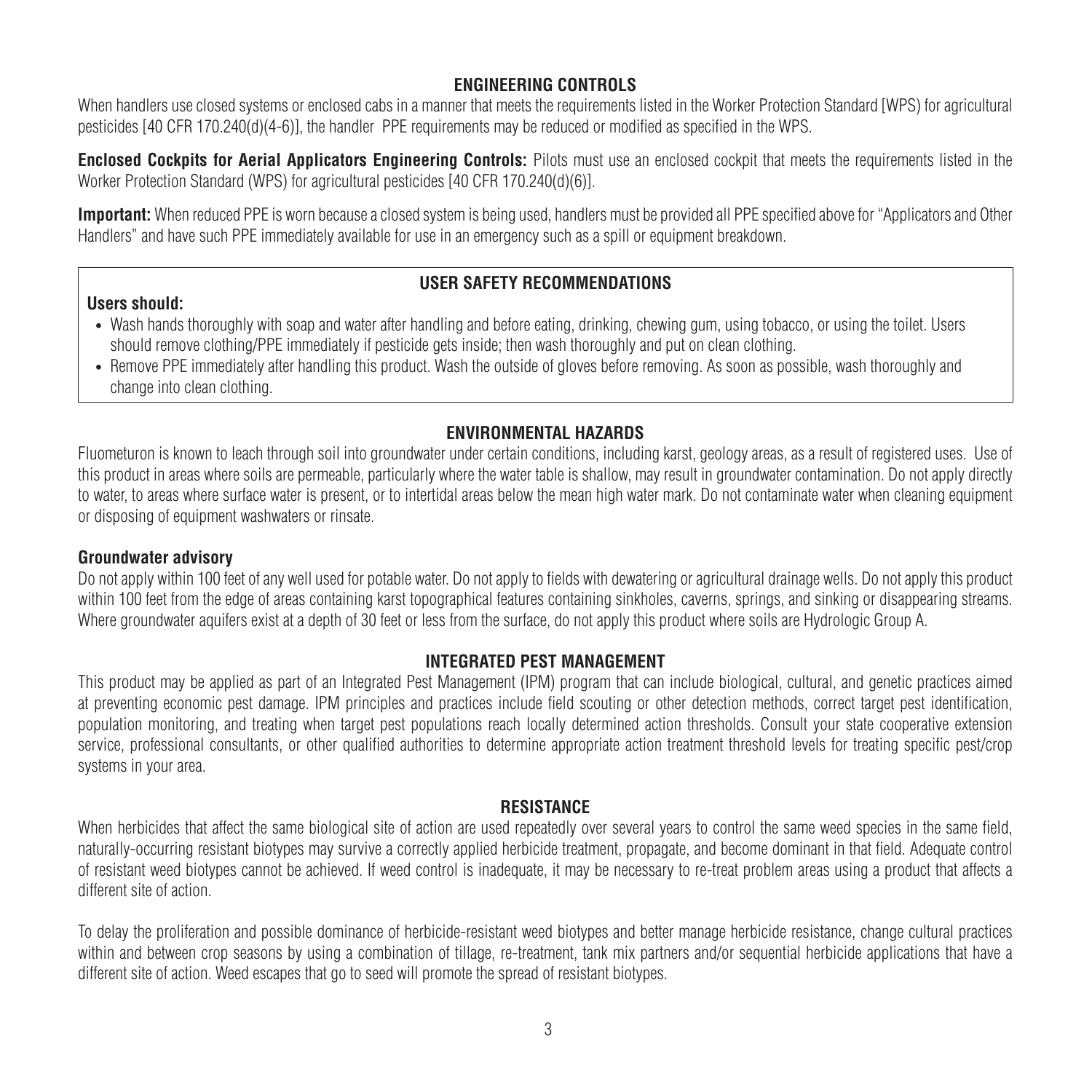## ENGINEERING CONTROLS

When handlers use closed systems or enclosed cabs in a manner that meets the requirements listed in the Worker Protection Standard [WPS) for agricultural pesticides [40 CFR 170.240(d)(4-6)], the handler PPE requirements may be reduced or modified as specified in the WPS.

**Enclosed Cockpits for Aerial Applicators Engineering Controls:** Pilots must use an enclosed cockpit that meets the requirements listed in the Worker Protection Standard (WPS) for agricultural pesticides [40 CFR 170.240(d)(6)].

**Important:** When reduced PPE is worn because a closed system is being used, handlers must be provided all PPE specified above for "Applicators and Other Handlers" and have such PPE immediately available for use in an emergency such as a spill or equipment breakdown.

## USER SAFETY RECOMMENDATIONS

**Users should:**

- Wash hands thoroughly with soap and water after handling and before eating, drinking, chewing gum, using tobacco, or using the toilet. Users should remove clothing/PPE immediately if pesticide gets inside; then wash thoroughly and put on clean clothing.
- Remove PPE immediately after handling this product. Wash the outside of gloves before removing. As soon as possible, wash thoroughly and change into clean clothing.

## ENVIRONMENTAL HAZARDS

Fluometuron is known to leach through soil into groundwater under certain conditions, including karst, geology areas, as a result of registered uses. Use of this product in areas where soils are permeable, particularly where the water table is shallow, may result in groundwater contamination. Do not apply directly to water, to areas where surface water is present, or to intertidal areas below the mean high water mark. Do not contaminate water when cleaning equipment or disposing of equipment washwaters or rinsate.

### Groundwater advisory

Do not apply within 100 feet of any well used for potable water. Do not apply to fields with dewatering or agricultural drainage wells. Do not apply this product within 100 feet from the edge of areas containing karst topographical features containing sinkholes, caverns, springs, and sinking or disappearing streams. Where groundwater aquifers exist at a depth of 30 feet or less from the surface, do not apply this product where soils are Hydrologic Group A.

## INTEGRATED PEST MANAGEMENT

This product may be applied as part of an Integrated Pest Management (IPM) program that can include biological, cultural, and genetic practices aimed at preventing economic pest damage. IPM principles and practices include field scouting or other detection methods, correct target pest identification, population monitoring, and treating when target pest populations reach locally determined action thresholds. Consult your state cooperative extension service, professional consultants, or other qualified authorities to determine appropriate action treatment threshold levels for treating specific pest/crop systems in your area.

## RESISTANCE

When herbicides that affect the same biological site of action are used repeatedly over several years to control the same weed species in the same field, naturally-occurring resistant biotypes may survive a correctly applied herbicide treatment, propagate, and become dominant in that field. Adequate control of resistant weed biotypes cannot be achieved. If weed control is inadequate, it may be necessary to re-treat problem areas using a product that affects a different site of action.

To delay the proliferation and possible dominance of herbicide-resistant weed biotypes and better manage herbicide resistance, change cultural practices within and between crop seasons by using a combination of tillage, re-treatment, tank mix partners and/or sequential herbicide applications that have a different site of action. Weed escapes that go to seed will promote the spread of resistant biotypes.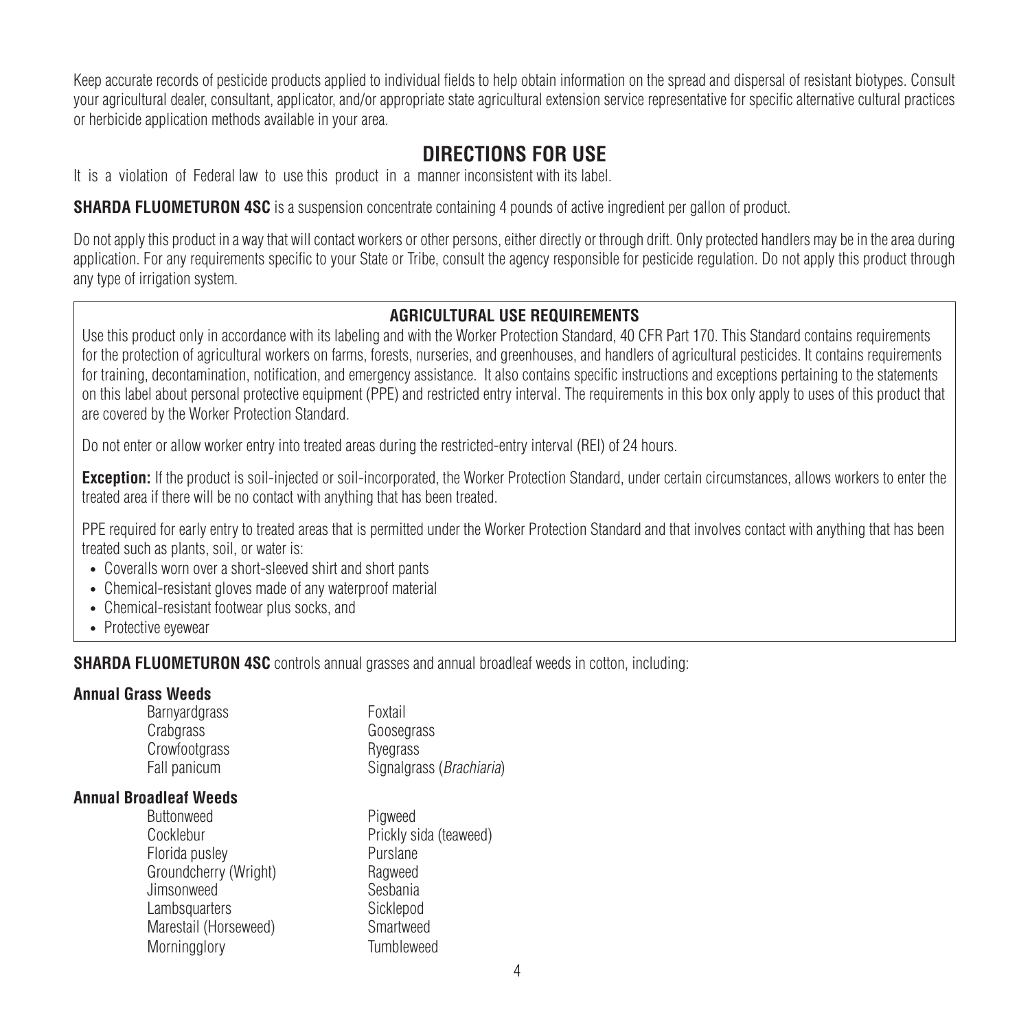Keep accurate records of pesticide products applied to individual fields to help obtain information on the spread and dispersal of resistant biotypes. Consult your agricultural dealer, consultant, applicator, and/or appropriate state agricultural extension service representative for specific alternative cultural practices or herbicide application methods available in your area.

## DIRECTIONS FOR USE

It is a violation of Federal law to use this product in a manner inconsistent with its label.

**SHARDA FLUOMETURON 4SC** is a suspension concentrate containing 4 pounds of active ingredient per gallon of product.

Do not apply this product in a way that will contact workers or other persons, either directly or through drift. Only protected handlers may be in the area during application. For any requirements specific to your State or Tribe, consult the agency responsible for pesticide regulation. Do not apply this product through any type of irrigation system.

### AGRICULTURAL USE REQUIREMENTS

Use this product only in accordance with its labeling and with the Worker Protection Standard, 40 CFR Part 170. This Standard contains requirements for the protection of agricultural workers on farms, forests, nurseries, and greenhouses, and handlers of agricultural pesticides. It contains requirements for training, decontamination, notification, and emergency assistance. It also contains specific instructions and exceptions pertaining to the statements on this label about personal protective equipment (PPE) and restricted entry interval. The requirements in this box only apply to uses of this product that are covered by the Worker Protection Standard.

Do not enter or allow worker entry into treated areas during the restricted-entry interval (REI) of 24 hours.

**Exception:** If the product is soil-injected or soil-incorporated, the Worker Protection Standard, under certain circumstances, allows workers to enter the treated area if there will be no contact with anything that has been treated.

PPE required for early entry to treated areas that is permitted under the Worker Protection Standard and that involves contact with anything that has been treated such as plants, soil, or water is:

- Coveralls worn over a short-sleeved shirt and short pants
- Chemical-resistant gloves made of any waterproof material
- Chemical-resistant footwear plus socks, and
- Protective eyewear

**SHARDA FLUOMETURON 4SC** controls annual grasses and annual broadleaf weeds in cotton, including:

**Annual Grass Weeds**

| | |
|---|---|
| Barnyardgrass | Foxtail |
| Crabgrass | Goosegrass |
| Crowfootgrass | Ryegrass |
| Fall panicum | Signalgrass (*Brachiaria*) |

**Annual Broadleaf Weeds**

| | |
|---|---|
| Buttonweed | Pigweed |
| Cocklebur | Prickly sida (teaweed) |
| Florida pusley | Purslane |
| Groundcherry (Wright) | Ragweed |
| Jimsonweed | Sesbania |
| Lambsquarters | Sicklepod |
| Marestail (Horseweed) | Smartweed |
| Morningglory | Tumbleweed |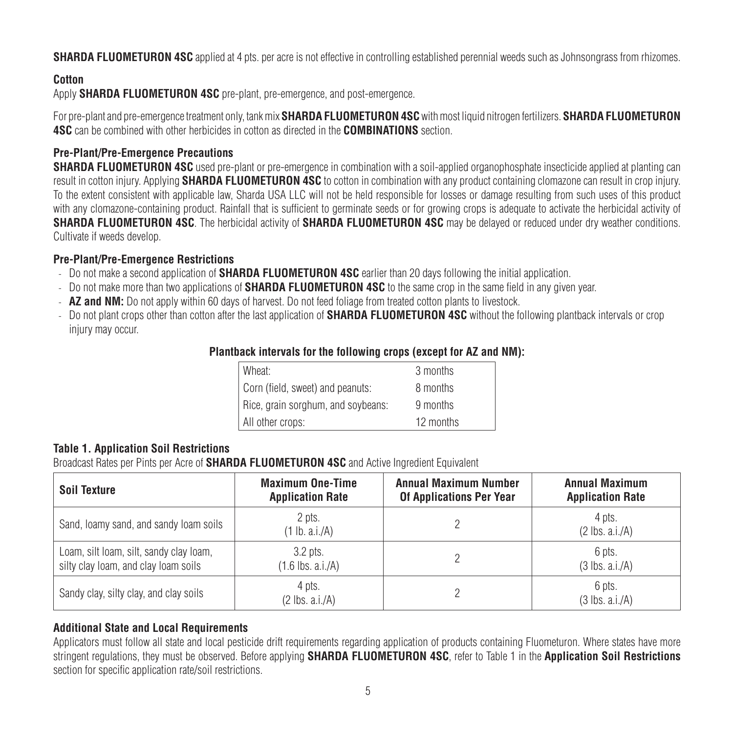**SHARDA FLUOMETURON 4SC** applied at 4 pts. per acre is not effective in controlling established perennial weeds such as Johnsongrass from rhizomes.

### Cotton

Apply **SHARDA FLUOMETURON 4SC** pre-plant, pre-emergence, and post-emergence.

For pre-plant and pre-emergence treatment only, tank mix **SHARDA FLUOMETURON 4SC** with most liquid nitrogen fertilizers. **SHARDA FLUOMETURON 4SC** can be combined with other herbicides in cotton as directed in the **COMBINATIONS** section.

### Pre-Plant/Pre-Emergence Precautions

**SHARDA FLUOMETURON 4SC** used pre-plant or pre-emergence in combination with a soil-applied organophosphate insecticide applied at planting can result in cotton injury. Applying **SHARDA FLUOMETURON 4SC** to cotton in combination with any product containing clomazone can result in crop injury. To the extent consistent with applicable law, Sharda USA LLC will not be held responsible for losses or damage resulting from such uses of this product with any clomazone-containing product. Rainfall that is sufficient to germinate seeds or for growing crops is adequate to activate the herbicidal activity of **SHARDA FLUOMETURON 4SC**. The herbicidal activity of **SHARDA FLUOMETURON 4SC** may be delayed or reduced under dry weather conditions. Cultivate if weeds develop.

### Pre-Plant/Pre-Emergence Restrictions

- Do not make a second application of **SHARDA FLUOMETURON 4SC** earlier than 20 days following the initial application.
- Do not make more than two applications of **SHARDA FLUOMETURON 4SC** to the same crop in the same field in any given year.
- **AZ and NM:** Do not apply within 60 days of harvest. Do not feed foliage from treated cotton plants to livestock.
- Do not plant crops other than cotton after the last application of **SHARDA FLUOMETURON 4SC** without the following plantback intervals or crop injury may occur.

**Plantback intervals for the following crops (except for AZ and NM):**

| | |
|---|---|
| Wheat: | 3 months |
| Corn (field, sweet) and peanuts: | 8 months |
| Rice, grain sorghum, and soybeans: | 9 months |
| All other crops: | 12 months |

### Table 1. Application Soil Restrictions

Broadcast Rates per Pints per Acre of **SHARDA FLUOMETURON 4SC** and Active Ingredient Equivalent

| Soil Texture | Maximum One-Time Application Rate | Annual Maximum Number Of Applications Per Year | Annual Maximum Application Rate |
|---|---|---|---|
| Sand, loamy sand, and sandy loam soils | 2 pts. (1 lb. a.i./A) | 2 | 4 pts. (2 lbs. a.i./A) |
| Loam, silt loam, silt, sandy clay loam, silty clay loam, and clay loam soils | 3.2 pts. (1.6 lbs. a.i./A) | 2 | 6 pts. (3 lbs. a.i./A) |
| Sandy clay, silty clay, and clay soils | 4 pts. (2 lbs. a.i./A) | 2 | 6 pts. (3 lbs. a.i./A) |

### Additional State and Local Requirements

Applicators must follow all state and local pesticide drift requirements regarding application of products containing Fluometuron. Where states have more stringent regulations, they must be observed. Before applying **SHARDA FLUOMETURON 4SC**, refer to Table 1 in the **Application Soil Restrictions** section for specific application rate/soil restrictions.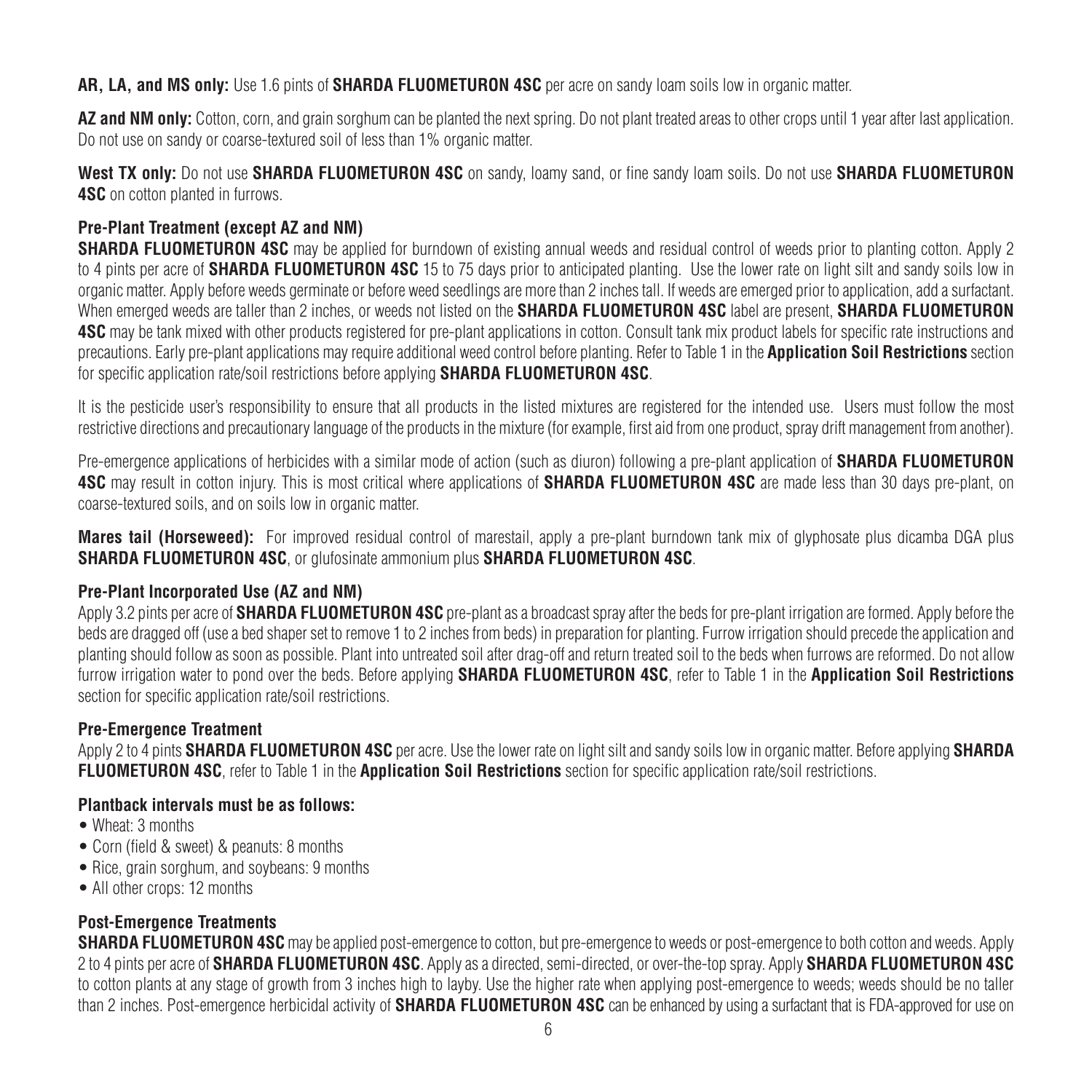**AR, LA, and MS only:** Use 1.6 pints of **SHARDA FLUOMETURON 4SC** per acre on sandy loam soils low in organic matter.

**AZ and NM only:** Cotton, corn, and grain sorghum can be planted the next spring. Do not plant treated areas to other crops until 1 year after last application. Do not use on sandy or coarse-textured soil of less than 1% organic matter.

**West TX only:** Do not use **SHARDA FLUOMETURON 4SC** on sandy, loamy sand, or fine sandy loam soils. Do not use **SHARDA FLUOMETURON 4SC** on cotton planted in furrows.

### Pre-Plant Treatment (except AZ and NM)

**SHARDA FLUOMETURON 4SC** may be applied for burndown of existing annual weeds and residual control of weeds prior to planting cotton. Apply 2 to 4 pints per acre of **SHARDA FLUOMETURON 4SC** 15 to 75 days prior to anticipated planting. Use the lower rate on light silt and sandy soils low in organic matter. Apply before weeds germinate or before weed seedlings are more than 2 inches tall. If weeds are emerged prior to application, add a surfactant. When emerged weeds are taller than 2 inches, or weeds not listed on the **SHARDA FLUOMETURON 4SC** label are present, **SHARDA FLUOMETURON 4SC** may be tank mixed with other products registered for pre-plant applications in cotton. Consult tank mix product labels for specific rate instructions and precautions. Early pre-plant applications may require additional weed control before planting. Refer to Table 1 in the **Application Soil Restrictions** section for specific application rate/soil restrictions before applying **SHARDA FLUOMETURON 4SC**.

It is the pesticide user's responsibility to ensure that all products in the listed mixtures are registered for the intended use. Users must follow the most restrictive directions and precautionary language of the products in the mixture (for example, first aid from one product, spray drift management from another).

Pre-emergence applications of herbicides with a similar mode of action (such as diuron) following a pre-plant application of **SHARDA FLUOMETURON 4SC** may result in cotton injury. This is most critical where applications of **SHARDA FLUOMETURON 4SC** are made less than 30 days pre-plant, on coarse-textured soils, and on soils low in organic matter.

**Mares tail (Horseweed):** For improved residual control of marestail, apply a pre-plant burndown tank mix of glyphosate plus dicamba DGA plus **SHARDA FLUOMETURON 4SC**, or glufosinate ammonium plus **SHARDA FLUOMETURON 4SC**.

### Pre-Plant Incorporated Use (AZ and NM)

Apply 3.2 pints per acre of **SHARDA FLUOMETURON 4SC** pre-plant as a broadcast spray after the beds for pre-plant irrigation are formed. Apply before the beds are dragged off (use a bed shaper set to remove 1 to 2 inches from beds) in preparation for planting. Furrow irrigation should precede the application and planting should follow as soon as possible. Plant into untreated soil after drag-off and return treated soil to the beds when furrows are reformed. Do not allow furrow irrigation water to pond over the beds. Before applying **SHARDA FLUOMETURON 4SC**, refer to Table 1 in the **Application Soil Restrictions** section for specific application rate/soil restrictions.

### Pre-Emergence Treatment

Apply 2 to 4 pints **SHARDA FLUOMETURON 4SC** per acre. Use the lower rate on light silt and sandy soils low in organic matter. Before applying **SHARDA FLUOMETURON 4SC**, refer to Table 1 in the **Application Soil Restrictions** section for specific application rate/soil restrictions.

**Plantback intervals must be as follows:**

- Wheat: 3 months
- Corn (field & sweet) & peanuts: 8 months
- Rice, grain sorghum, and soybeans: 9 months
- All other crops: 12 months

### Post-Emergence Treatments

**SHARDA FLUOMETURON 4SC** may be applied post-emergence to cotton, but pre-emergence to weeds or post-emergence to both cotton and weeds. Apply 2 to 4 pints per acre of **SHARDA FLUOMETURON 4SC**. Apply as a directed, semi-directed, or over-the-top spray. Apply **SHARDA FLUOMETURON 4SC** to cotton plants at any stage of growth from 3 inches high to layby. Use the higher rate when applying post-emergence to weeds; weeds should be no taller than 2 inches. Post-emergence herbicidal activity of **SHARDA FLUOMETURON 4SC** can be enhanced by using a surfactant that is FDA-approved for use on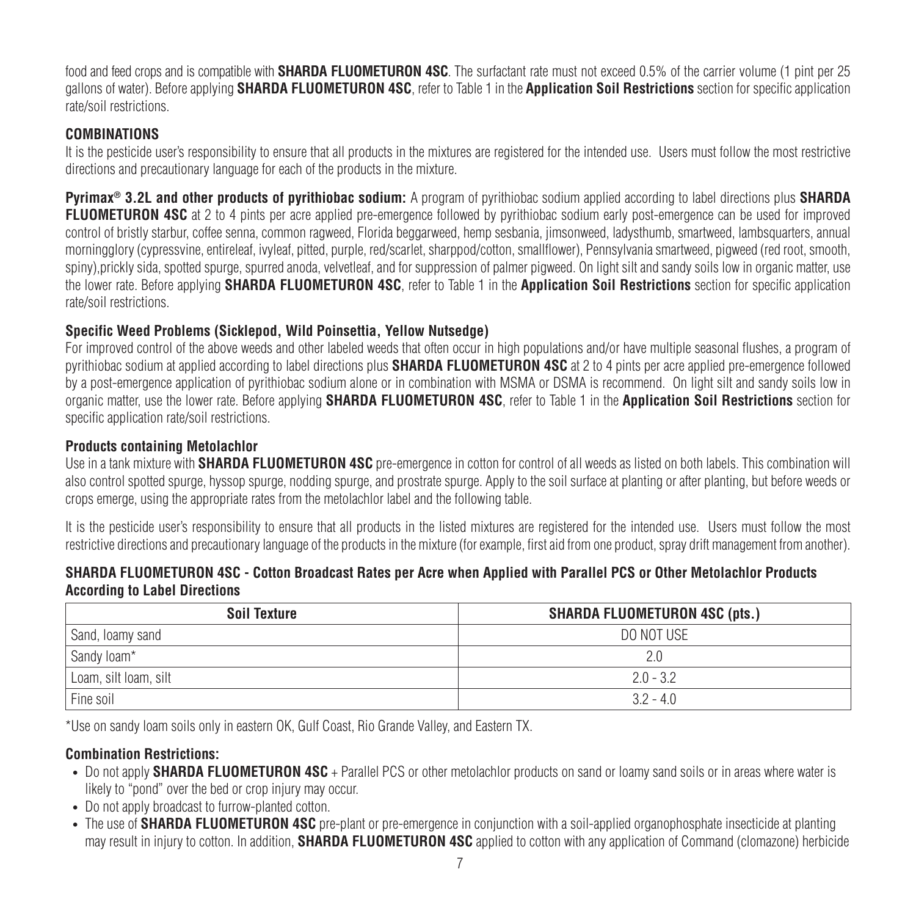food and feed crops and is compatible with **SHARDA FLUOMETURON 4SC**. The surfactant rate must not exceed 0.5% of the carrier volume (1 pint per 25 gallons of water). Before applying **SHARDA FLUOMETURON 4SC**, refer to Table 1 in the **Application Soil Restrictions** section for specific application rate/soil restrictions.

### COMBINATIONS

It is the pesticide user's responsibility to ensure that all products in the mixtures are registered for the intended use. Users must follow the most restrictive directions and precautionary language for each of the products in the mixture.

**Pyrimax® 3.2L and other products of pyrithiobac sodium:** A program of pyrithiobac sodium applied according to label directions plus **SHARDA FLUOMETURON 4SC** at 2 to 4 pints per acre applied pre-emergence followed by pyrithiobac sodium early post-emergence can be used for improved control of bristly starbur, coffee senna, common ragweed, Florida beggarweed, hemp sesbania, jimsonweed, ladysthumb, smartweed, lambsquarters, annual morningglory (cypressvine, entireleaf, ivyleaf, pitted, purple, red/scarlet, sharppod/cotton, smallflower), Pennsylvania smartweed, pigweed (red root, smooth, spiny),prickly sida, spotted spurge, spurred anoda, velvetleaf, and for suppression of palmer pigweed. On light silt and sandy soils low in organic matter, use the lower rate. Before applying **SHARDA FLUOMETURON 4SC**, refer to Table 1 in the **Application Soil Restrictions** section for specific application rate/soil restrictions.

#### Specific Weed Problems (Sicklepod, Wild Poinsettia, Yellow Nutsedge)

For improved control of the above weeds and other labeled weeds that often occur in high populations and/or have multiple seasonal flushes, a program of pyrithiobac sodium at applied according to label directions plus **SHARDA FLUOMETURON 4SC** at 2 to 4 pints per acre applied pre-emergence followed by a post-emergence application of pyrithiobac sodium alone or in combination with MSMA or DSMA is recommend. On light silt and sandy soils low in organic matter, use the lower rate. Before applying **SHARDA FLUOMETURON 4SC**, refer to Table 1 in the **Application Soil Restrictions** section for specific application rate/soil restrictions.

#### Products containing Metolachlor

Use in a tank mixture with **SHARDA FLUOMETURON 4SC** pre-emergence in cotton for control of all weeds as listed on both labels. This combination will also control spotted spurge, hyssop spurge, nodding spurge, and prostrate spurge. Apply to the soil surface at planting or after planting, but before weeds or crops emerge, using the appropriate rates from the metolachlor label and the following table.

It is the pesticide user's responsibility to ensure that all products in the listed mixtures are registered for the intended use. Users must follow the most restrictive directions and precautionary language of the products in the mixture (for example, first aid from one product, spray drift management from another).

#### SHARDA FLUOMETURON 4SC - Cotton Broadcast Rates per Acre when Applied with Parallel PCS or Other Metolachlor Products According to Label Directions

| Soil Texture | SHARDA FLUOMETURON 4SC (pts.) |
|---|---|
| Sand, loamy sand | DO NOT USE |
| Sandy loam* | 2.0 |
| Loam, silt loam, silt | 2.0 - 3.2 |
| Fine soil | 3.2 - 4.0 |

*Use on sandy loam soils only in eastern OK, Gulf Coast, Rio Grande Valley, and Eastern TX.

#### Combination Restrictions:

- Do not apply **SHARDA FLUOMETURON 4SC** + Parallel PCS or other metolachlor products on sand or loamy sand soils or in areas where water is likely to "pond" over the bed or crop injury may occur.
- Do not apply broadcast to furrow-planted cotton.
- The use of **SHARDA FLUOMETURON 4SC** pre-plant or pre-emergence in conjunction with a soil-applied organophosphate insecticide at planting may result in injury to cotton. In addition, **SHARDA FLUOMETURON 4SC** applied to cotton with any application of Command (clomazone) herbicide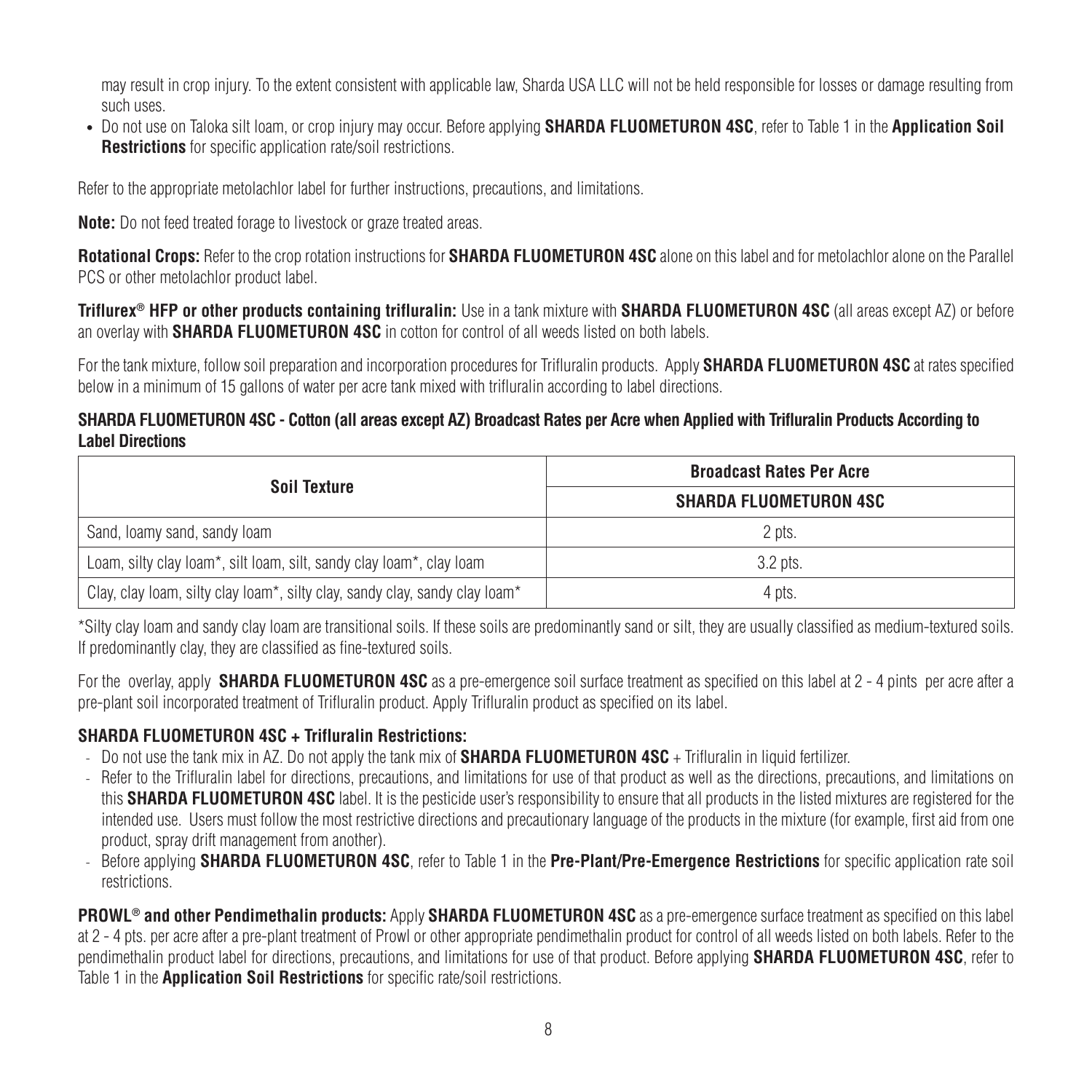may result in crop injury. To the extent consistent with applicable law, Sharda USA LLC will not be held responsible for losses or damage resulting from such uses.

- Do not use on Taloka silt loam, or crop injury may occur. Before applying **SHARDA FLUOMETURON 4SC**, refer to Table 1 in the **Application Soil Restrictions** for specific application rate/soil restrictions.

Refer to the appropriate metolachlor label for further instructions, precautions, and limitations.

**Note:** Do not feed treated forage to livestock or graze treated areas.

**Rotational Crops:** Refer to the crop rotation instructions for **SHARDA FLUOMETURON 4SC** alone on this label and for metolachlor alone on the Parallel PCS or other metolachlor product label.

**Triflurex® HFP or other products containing trifluralin:** Use in a tank mixture with **SHARDA FLUOMETURON 4SC** (all areas except AZ) or before an overlay with **SHARDA FLUOMETURON 4SC** in cotton for control of all weeds listed on both labels.

For the tank mixture, follow soil preparation and incorporation procedures for Trifluralin products. Apply **SHARDA FLUOMETURON 4SC** at rates specified below in a minimum of 15 gallons of water per acre tank mixed with trifluralin according to label directions.

**SHARDA FLUOMETURON 4SC - Cotton (all areas except AZ) Broadcast Rates per Acre when Applied with Trifluralin Products According to Label Directions**

| Soil Texture | Broadcast Rates Per Acre |
|---|---|
| | SHARDA FLUOMETURON 4SC |
| Sand, loamy sand, sandy loam | 2 pts. |
| Loam, silty clay loam*, silt loam, silt, sandy clay loam*, clay loam | 3.2 pts. |
| Clay, clay loam, silty clay loam*, silty clay, sandy clay, sandy clay loam* | 4 pts. |

*Silty clay loam and sandy clay loam are transitional soils. If these soils are predominantly sand or silt, they are usually classified as medium-textured soils. If predominantly clay, they are classified as fine-textured soils.

For the overlay, apply **SHARDA FLUOMETURON 4SC** as a pre-emergence soil surface treatment as specified on this label at 2 - 4 pints per acre after a pre-plant soil incorporated treatment of Trifluralin product. Apply Trifluralin product as specified on its label.

**SHARDA FLUOMETURON 4SC + Trifluralin Restrictions:**

- Do not use the tank mix in AZ. Do not apply the tank mix of **SHARDA FLUOMETURON 4SC** + Trifluralin in liquid fertilizer.
- Refer to the Trifluralin label for directions, precautions, and limitations for use of that product as well as the directions, precautions, and limitations on this **SHARDA FLUOMETURON 4SC** label. It is the pesticide user's responsibility to ensure that all products in the listed mixtures are registered for the intended use. Users must follow the most restrictive directions and precautionary language of the products in the mixture (for example, first aid from one product, spray drift management from another).
- Before applying **SHARDA FLUOMETURON 4SC**, refer to Table 1 in the **Pre-Plant/Pre-Emergence Restrictions** for specific application rate soil restrictions.

**PROWL® and other Pendimethalin products:** Apply **SHARDA FLUOMETURON 4SC** as a pre-emergence surface treatment as specified on this label at 2 - 4 pts. per acre after a pre-plant treatment of Prowl or other appropriate pendimethalin product for control of all weeds listed on both labels. Refer to the pendimethalin product label for directions, precautions, and limitations for use of that product. Before applying **SHARDA FLUOMETURON 4SC**, refer to Table 1 in the **Application Soil Restrictions** for specific rate/soil restrictions.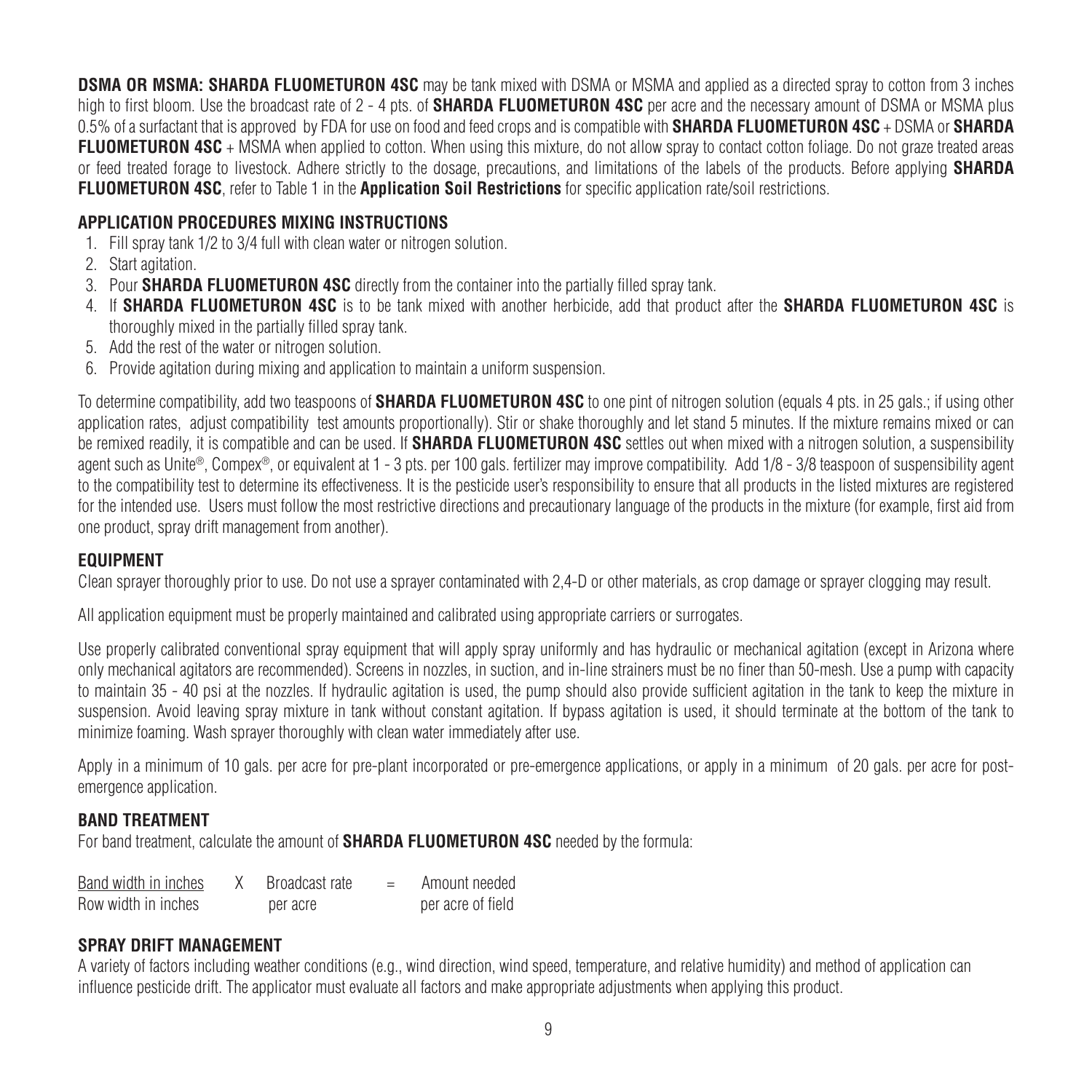**DSMA OR MSMA: SHARDA FLUOMETURON 4SC** may be tank mixed with DSMA or MSMA and applied as a directed spray to cotton from 3 inches high to first bloom. Use the broadcast rate of 2 - 4 pts. of **SHARDA FLUOMETURON 4SC** per acre and the necessary amount of DSMA or MSMA plus 0.5% of a surfactant that is approved by FDA for use on food and feed crops and is compatible with **SHARDA FLUOMETURON 4SC** + DSMA or **SHARDA FLUOMETURON 4SC** + MSMA when applied to cotton. When using this mixture, do not allow spray to contact cotton foliage. Do not graze treated areas or feed treated forage to livestock. Adhere strictly to the dosage, precautions, and limitations of the labels of the products. Before applying **SHARDA FLUOMETURON 4SC**, refer to Table 1 in the **Application Soil Restrictions** for specific application rate/soil restrictions.

### APPLICATION PROCEDURES MIXING INSTRUCTIONS

1. Fill spray tank 1/2 to 3/4 full with clean water or nitrogen solution.
2. Start agitation.
3. Pour **SHARDA FLUOMETURON 4SC** directly from the container into the partially filled spray tank.
4. If **SHARDA FLUOMETURON 4SC** is to be tank mixed with another herbicide, add that product after the **SHARDA FLUOMETURON 4SC** is thoroughly mixed in the partially filled spray tank.
5. Add the rest of the water or nitrogen solution.
6. Provide agitation during mixing and application to maintain a uniform suspension.

To determine compatibility, add two teaspoons of **SHARDA FLUOMETURON 4SC** to one pint of nitrogen solution (equals 4 pts. in 25 gals.; if using other application rates, adjust compatibility test amounts proportionally). Stir or shake thoroughly and let stand 5 minutes. If the mixture remains mixed or can be remixed readily, it is compatible and can be used. If **SHARDA FLUOMETURON 4SC** settles out when mixed with a nitrogen solution, a suspensibility agent such as Unite®, Compex®, or equivalent at 1 - 3 pts. per 100 gals. fertilizer may improve compatibility. Add 1/8 - 3/8 teaspoon of suspensibility agent to the compatibility test to determine its effectiveness. It is the pesticide user's responsibility to ensure that all products in the listed mixtures are registered for the intended use. Users must follow the most restrictive directions and precautionary language of the products in the mixture (for example, first aid from one product, spray drift management from another).

### EQUIPMENT

Clean sprayer thoroughly prior to use. Do not use a sprayer contaminated with 2,4-D or other materials, as crop damage or sprayer clogging may result.

All application equipment must be properly maintained and calibrated using appropriate carriers or surrogates.

Use properly calibrated conventional spray equipment that will apply spray uniformly and has hydraulic or mechanical agitation (except in Arizona where only mechanical agitators are recommended). Screens in nozzles, in suction, and in-line strainers must be no finer than 50-mesh. Use a pump with capacity to maintain 35 - 40 psi at the nozzles. If hydraulic agitation is used, the pump should also provide sufficient agitation in the tank to keep the mixture in suspension. Avoid leaving spray mixture in tank without constant agitation. If bypass agitation is used, it should terminate at the bottom of the tank to minimize foaming. Wash sprayer thoroughly with clean water immediately after use.

Apply in a minimum of 10 gals. per acre for pre-plant incorporated or pre-emergence applications, or apply in a minimum of 20 gals. per acre for post-emergence application.

### BAND TREATMENT

For band treatment, calculate the amount of **SHARDA FLUOMETURON 4SC** needed by the formula:

$$\frac{\text{Band width in inches}}{\text{Row width in inches}} \times \text{Broadcast rate per acre} = \text{Amount needed per acre of field}$$

### SPRAY DRIFT MANAGEMENT

A variety of factors including weather conditions (e.g., wind direction, wind speed, temperature, and relative humidity) and method of application can influence pesticide drift. The applicator must evaluate all factors and make appropriate adjustments when applying this product.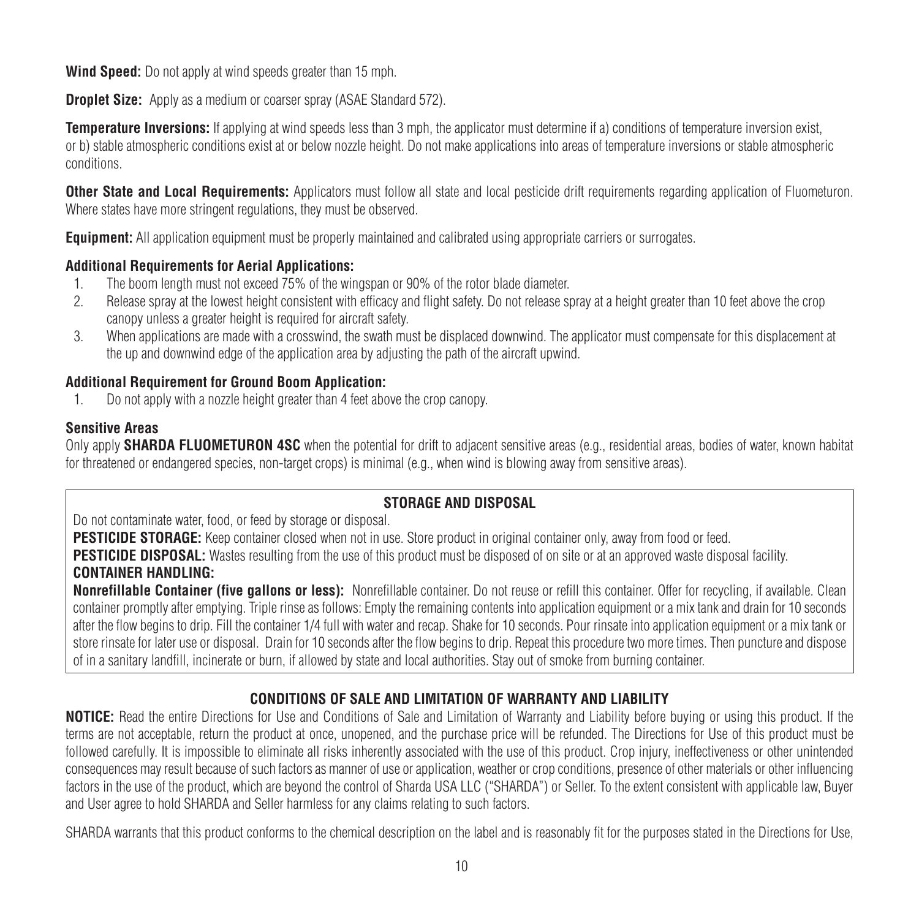**Wind Speed:** Do not apply at wind speeds greater than 15 mph.

**Droplet Size:** Apply as a medium or coarser spray (ASAE Standard 572).

**Temperature Inversions:** If applying at wind speeds less than 3 mph, the applicator must determine if a) conditions of temperature inversion exist, or b) stable atmospheric conditions exist at or below nozzle height. Do not make applications into areas of temperature inversions or stable atmospheric conditions.

**Other State and Local Requirements:** Applicators must follow all state and local pesticide drift requirements regarding application of Fluometuron. Where states have more stringent regulations, they must be observed.

**Equipment:** All application equipment must be properly maintained and calibrated using appropriate carriers or surrogates.

**Additional Requirements for Aerial Applications:**

1. The boom length must not exceed 75% of the wingspan or 90% of the rotor blade diameter.
2. Release spray at the lowest height consistent with efficacy and flight safety. Do not release spray at a height greater than 10 feet above the crop canopy unless a greater height is required for aircraft safety.
3. When applications are made with a crosswind, the swath must be displaced downwind. The applicator must compensate for this displacement at the up and downwind edge of the application area by adjusting the path of the aircraft upwind.

**Additional Requirement for Ground Boom Application:**

1. Do not apply with a nozzle height greater than 4 feet above the crop canopy.

**Sensitive Areas**

Only apply **SHARDA FLUOMETURON 4SC** when the potential for drift to adjacent sensitive areas (e.g., residential areas, bodies of water, known habitat for threatened or endangered species, non-target crops) is minimal (e.g., when wind is blowing away from sensitive areas).

## STORAGE AND DISPOSAL

Do not contaminate water, food, or feed by storage or disposal.

**PESTICIDE STORAGE:** Keep container closed when not in use. Store product in original container only, away from food or feed.

**PESTICIDE DISPOSAL:** Wastes resulting from the use of this product must be disposed of on site or at an approved waste disposal facility.

**CONTAINER HANDLING:**

**Nonrefillable Container (five gallons or less):** Nonrefillable container. Do not reuse or refill this container. Offer for recycling, if available. Clean container promptly after emptying. Triple rinse as follows: Empty the remaining contents into application equipment or a mix tank and drain for 10 seconds after the flow begins to drip. Fill the container 1/4 full with water and recap. Shake for 10 seconds. Pour rinsate into application equipment or a mix tank or store rinsate for later use or disposal. Drain for 10 seconds after the flow begins to drip. Repeat this procedure two more times. Then puncture and dispose of in a sanitary landfill, incinerate or burn, if allowed by state and local authorities. Stay out of smoke from burning container.

## CONDITIONS OF SALE AND LIMITATION OF WARRANTY AND LIABILITY

**NOTICE:** Read the entire Directions for Use and Conditions of Sale and Limitation of Warranty and Liability before buying or using this product. If the terms are not acceptable, return the product at once, unopened, and the purchase price will be refunded. The Directions for Use of this product must be followed carefully. It is impossible to eliminate all risks inherently associated with the use of this product. Crop injury, ineffectiveness or other unintended consequences may result because of such factors as manner of use or application, weather or crop conditions, presence of other materials or other influencing factors in the use of the product, which are beyond the control of Sharda USA LLC ("SHARDA") or Seller. To the extent consistent with applicable law, Buyer and User agree to hold SHARDA and Seller harmless for any claims relating to such factors.

SHARDA warrants that this product conforms to the chemical description on the label and is reasonably fit for the purposes stated in the Directions for Use,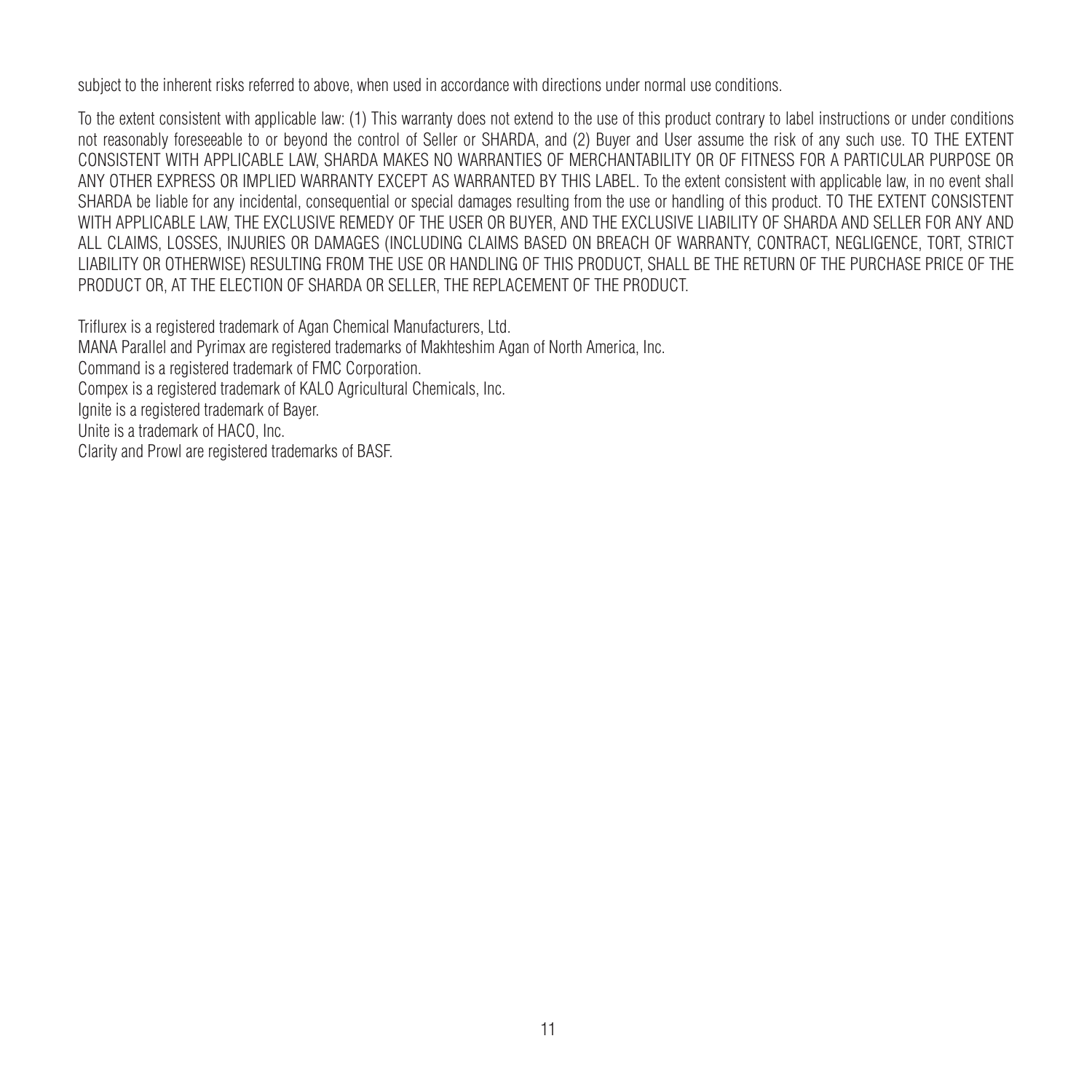subject to the inherent risks referred to above, when used in accordance with directions under normal use conditions.

To the extent consistent with applicable law: (1) This warranty does not extend to the use of this product contrary to label instructions or under conditions not reasonably foreseeable to or beyond the control of Seller or SHARDA, and (2) Buyer and User assume the risk of any such use. TO THE EXTENT CONSISTENT WITH APPLICABLE LAW, SHARDA MAKES NO WARRANTIES OF MERCHANTABILITY OR OF FITNESS FOR A PARTICULAR PURPOSE OR ANY OTHER EXPRESS OR IMPLIED WARRANTY EXCEPT AS WARRANTED BY THIS LABEL. To the extent consistent with applicable law, in no event shall SHARDA be liable for any incidental, consequential or special damages resulting from the use or handling of this product. TO THE EXTENT CONSISTENT WITH APPLICABLE LAW, THE EXCLUSIVE REMEDY OF THE USER OR BUYER, AND THE EXCLUSIVE LIABILITY OF SHARDA AND SELLER FOR ANY AND ALL CLAIMS, LOSSES, INJURIES OR DAMAGES (INCLUDING CLAIMS BASED ON BREACH OF WARRANTY, CONTRACT, NEGLIGENCE, TORT, STRICT LIABILITY OR OTHERWISE) RESULTING FROM THE USE OR HANDLING OF THIS PRODUCT, SHALL BE THE RETURN OF THE PURCHASE PRICE OF THE PRODUCT OR, AT THE ELECTION OF SHARDA OR SELLER, THE REPLACEMENT OF THE PRODUCT.

Triflurex is a registered trademark of Agan Chemical Manufacturers, Ltd.
MANA Parallel and Pyrimax are registered trademarks of Makhteshim Agan of North America, Inc.
Command is a registered trademark of FMC Corporation.
Compex is a registered trademark of KALO Agricultural Chemicals, Inc.
Ignite is a registered trademark of Bayer.
Unite is a trademark of HACO, Inc.
Clarity and Prowl are registered trademarks of BASF.